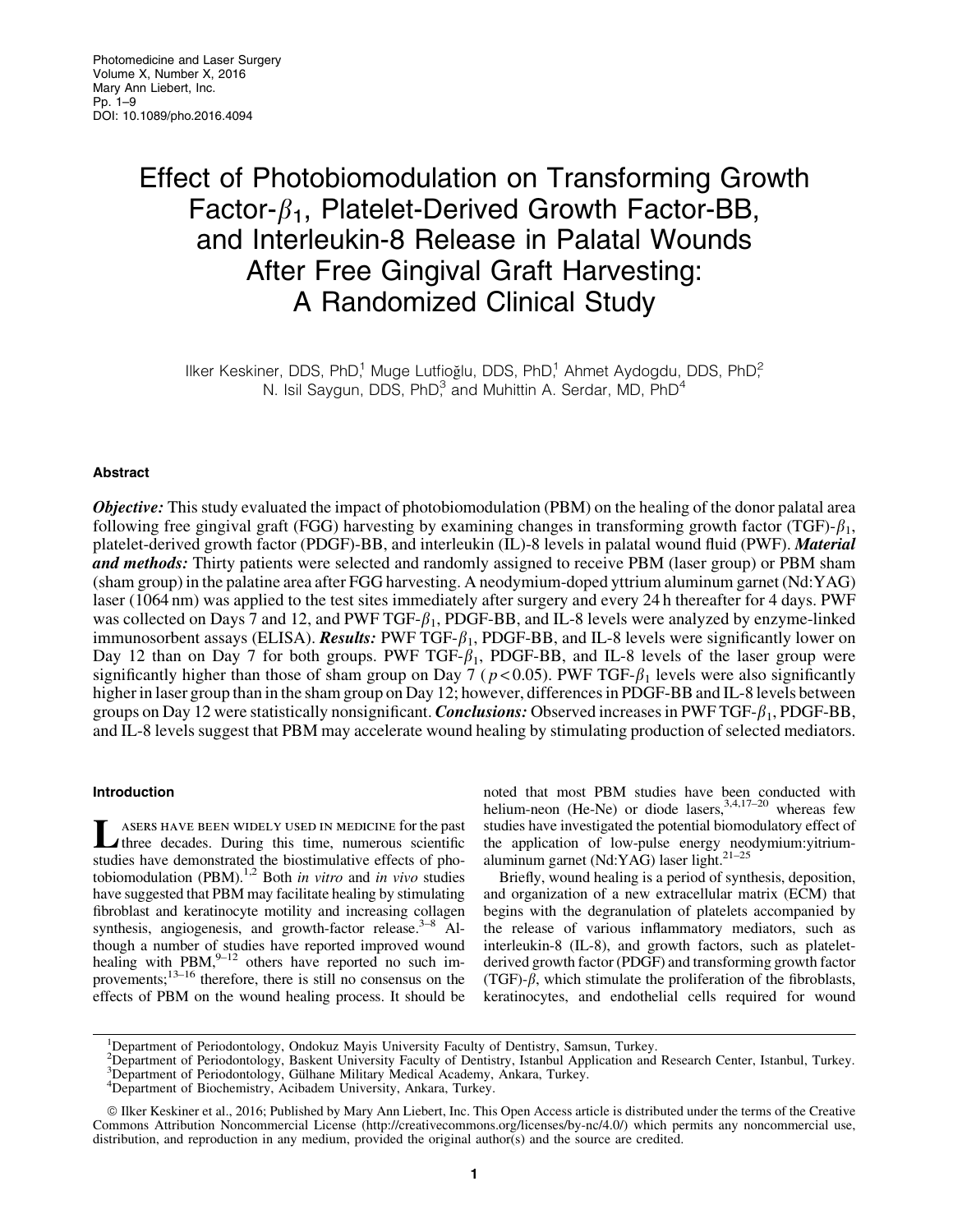# Effect of Photobiomodulation on Transforming Growth Factor-$\beta_1$, Platelet-Derived Growth Factor-BB, and Interleukin-8 Release in Palatal Wounds After Free Gingival Graft Harvesting: A Randomized Clinical Study

Ilker Keskiner, DDS, PhD,[1] Muge Lutfioğlu, DDS, PhD,[1] Ahmet Aydogdu, DDS, PhD,[2] N. Isil Saygun, DDS, PhD,[3] and Muhittin A. Serdar, MD, PhD[4]

## Abstract

***Objective:*** This study evaluated the impact of photobiomodulation (PBM) on the healing of the donor palatal area following free gingival graft (FGG) harvesting by examining changes in transforming growth factor (TGF)-$\beta_1$, platelet-derived growth factor (PDGF)-BB, and interleukin (IL)-8 levels in palatal wound fluid (PWF). ***Material and methods:*** Thirty patients were selected and randomly assigned to receive PBM (laser group) or PBM sham (sham group) in the palatine area after FGG harvesting. A neodymium-doped yttrium aluminum garnet (Nd:YAG) laser (1064 nm) was applied to the test sites immediately after surgery and every 24 h thereafter for 4 days. PWF was collected on Days 7 and 12, and PWF TGF-$\beta_1$, PDGF-BB, and IL-8 levels were analyzed by enzyme-linked immunosorbent assays (ELISA). ***Results:*** PWF TGF-$\beta_1$, PDGF-BB, and IL-8 levels were significantly lower on Day 12 than on Day 7 for both groups. PWF TGF-$\beta_1$, PDGF-BB, and IL-8 levels of the laser group were significantly higher than those of sham group on Day 7 ($p<0.05$). PWF TGF-$\beta_1$ levels were also significantly higher in laser group than in the sham group on Day 12; however, differences in PDGF-BB and IL-8 levels between groups on Day 12 were statistically nonsignificant. ***Conclusions:*** Observed increases in PWF TGF-$\beta_1$, PDGF-BB, and IL-8 levels suggest that PBM may accelerate wound healing by stimulating production of selected mediators.

## Introduction

Lasers have been widely used in medicine for the past three decades. During this time, numerous scientific studies have demonstrated the biostimulative effects of photobiomodulation (PBM).[1,2] Both *in vitro* and *in vivo* studies have suggested that PBM may facilitate healing by stimulating fibroblast and keratinocyte motility and increasing collagen synthesis, angiogenesis, and growth-factor release.[3–8] Although a number of studies have reported improved wound healing with PBM,[9–12] others have reported no such improvements;[13–16] therefore, there is still no consensus on the effects of PBM on the wound healing process. It should be noted that most PBM studies have been conducted with helium-neon (He-Ne) or diode lasers,[3,4,17–20] whereas few studies have investigated the potential biomodulatory effect of the application of low-pulse energy neodymium:yitrium-aluminum garnet (Nd:YAG) laser light.[21–25]

Briefly, wound healing is a period of synthesis, deposition, and organization of a new extracellular matrix (ECM) that begins with the degranulation of platelets accompanied by the release of various inflammatory mediators, such as interleukin-8 (IL-8), and growth factors, such as platelet-derived growth factor (PDGF) and transforming growth factor (TGF)-$\beta$, which stimulate the proliferation of the fibroblasts, keratinocytes, and endothelial cells required for wound

[1]Department of Periodontology, Ondokuz Mayis University Faculty of Dentistry, Samsun, Turkey.
[2]Department of Periodontology, Baskent University Faculty of Dentistry, Istanbul Application and Research Center, Istanbul, Turkey.
[3]Department of Periodontology, Gülhane Military Medical Academy, Ankara, Turkey.
[4]Department of Biochemistry, Acibadem University, Ankara, Turkey.

© Ilker Keskiner et al., 2016; Published by Mary Ann Liebert, Inc. This Open Access article is distributed under the terms of the Creative Commons Attribution Noncommercial License (http://creativecommons.org/licenses/by-nc/4.0/) which permits any noncommercial use, distribution, and reproduction in any medium, provided the original author(s) and the source are credited.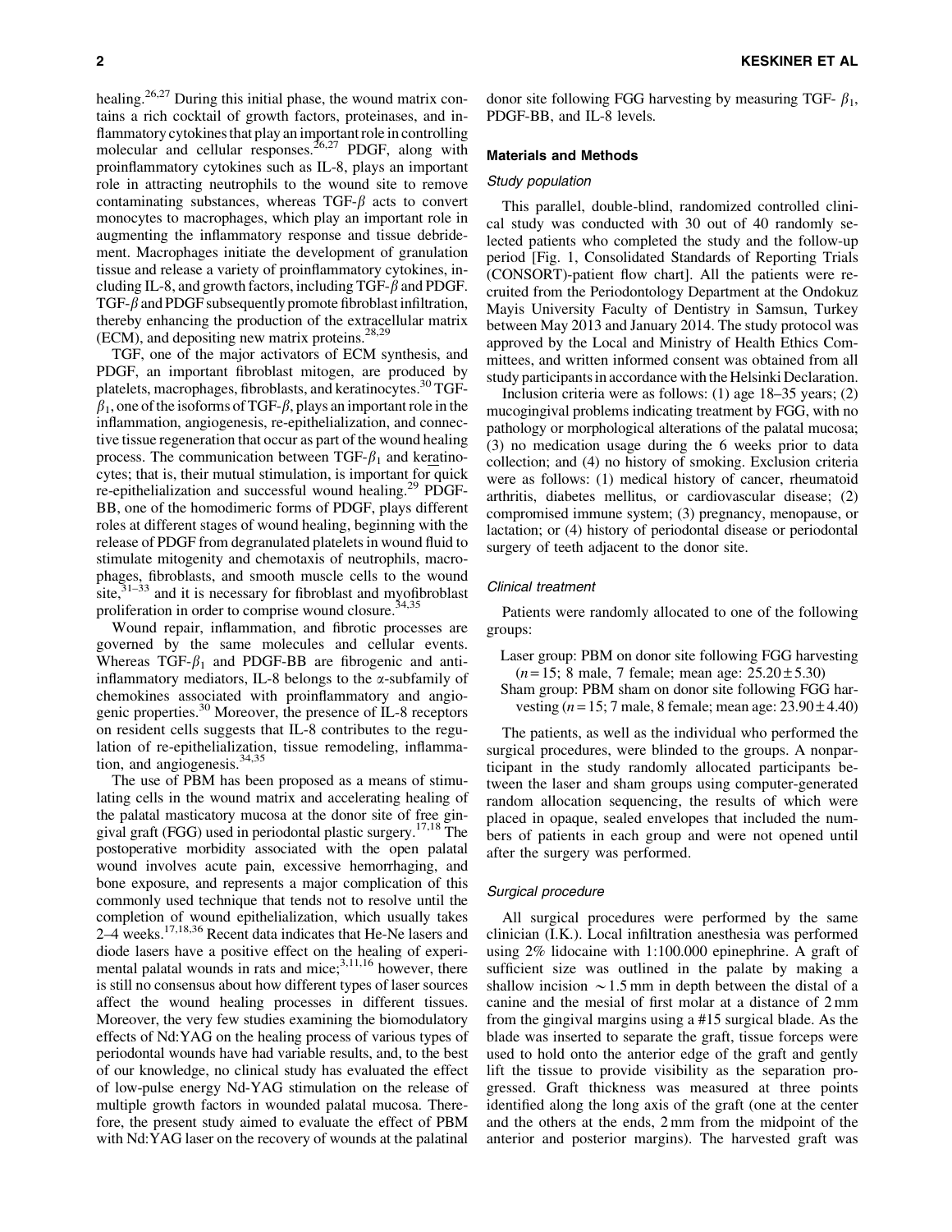healing.[26,27] During this initial phase, the wound matrix contains a rich cocktail of growth factors, proteinases, and inflammatory cytokines that play an important role in controlling molecular and cellular responses.[26,27] PDGF, along with proinflammatory cytokines such as IL-8, plays an important role in attracting neutrophils to the wound site to remove contaminating substances, whereas TGF-$\beta$ acts to convert monocytes to macrophages, which play an important role in augmenting the inflammatory response and tissue debridement. Macrophages initiate the development of granulation tissue and release a variety of proinflammatory cytokines, including IL-8, and growth factors, including TGF-$\beta$ and PDGF. TGF-$\beta$ and PDGF subsequently promote fibroblast infiltration, thereby enhancing the production of the extracellular matrix (ECM), and depositing new matrix proteins.[28,29]

TGF, one of the major activators of ECM synthesis, and PDGF, an important fibroblast mitogen, are produced by platelets, macrophages, fibroblasts, and keratinocytes.[30] TGF-$\beta_1$, one of the isoforms of TGF-$\beta$, plays an important role in the inflammation, angiogenesis, re-epithelialization, and connective tissue regeneration that occur as part of the wound healing process. The communication between TGF-$\beta_1$ and keratinocytes; that is, their mutual stimulation, is important for quick re-epithelialization and successful wound healing.[29] PDGF-BB, one of the homodimeric forms of PDGF, plays different roles at different stages of wound healing, beginning with the release of PDGF from degranulated platelets in wound fluid to stimulate mitogenity and chemotaxis of neutrophils, macrophages, fibroblasts, and smooth muscle cells to the wound site,[31–33] and it is necessary for fibroblast and myofibroblast proliferation in order to comprise wound closure.[34,35]

Wound repair, inflammation, and fibrotic processes are governed by the same molecules and cellular events. Whereas TGF-$\beta_1$ and PDGF-BB are fibrogenic and anti-inflammatory mediators, IL-8 belongs to the $\alpha$-subfamily of chemokines associated with proinflammatory and angiogenic properties.[30] Moreover, the presence of IL-8 receptors on resident cells suggests that IL-8 contributes to the regulation of re-epithelialization, tissue remodeling, inflammation, and angiogenesis.[34,35]

The use of PBM has been proposed as a means of stimulating cells in the wound matrix and accelerating healing of the palatal masticatory mucosa at the donor site of free gingival graft (FGG) used in periodontal plastic surgery.[17,18] The postoperative morbidity associated with the open palatal wound involves acute pain, excessive hemorrhaging, and bone exposure, and represents a major complication of this commonly used technique that tends not to resolve until the completion of wound epithelialization, which usually takes 2–4 weeks.[17,18,36] Recent data indicates that He-Ne lasers and diode lasers have a positive effect on the healing of experimental palatal wounds in rats and mice;[3,11,16] however, there is still no consensus about how different types of laser sources affect the wound healing processes in different tissues. Moreover, the very few studies examining the biomodulatory effects of Nd:YAG on the healing process of various types of periodontal wounds have had variable results, and, to the best of our knowledge, no clinical study has evaluated the effect of low-pulse energy Nd-YAG stimulation on the release of multiple growth factors in wounded palatal mucosa. Therefore, the present study aimed to evaluate the effect of PBM with Nd:YAG laser on the recovery of wounds at the palatinal donor site following FGG harvesting by measuring TGF- $\beta_1$, PDGF-BB, and IL-8 levels.

## Materials and Methods

### Study population

This parallel, double-blind, randomized controlled clinical study was conducted with 30 out of 40 randomly selected patients who completed the study and the follow-up period [Fig. 1, Consolidated Standards of Reporting Trials (CONSORT)-patient flow chart]. All the patients were recruited from the Periodontology Department at the Ondokuz Mayis University Faculty of Dentistry in Samsun, Turkey between May 2013 and January 2014. The study protocol was approved by the Local and Ministry of Health Ethics Committees, and written informed consent was obtained from all study participants in accordance with the Helsinki Declaration.

Inclusion criteria were as follows: (1) age 18–35 years; (2) mucogingival problems indicating treatment by FGG, with no pathology or morphological alterations of the palatal mucosa; (3) no medication usage during the 6 weeks prior to data collection; and (4) no history of smoking. Exclusion criteria were as follows: (1) medical history of cancer, rheumatoid arthritis, diabetes mellitus, or cardiovascular disease; (2) compromised immune system; (3) pregnancy, menopause, or lactation; or (4) history of periodontal disease or periodontal surgery of teeth adjacent to the donor site.

### Clinical treatment

Patients were randomly allocated to one of the following groups:

Laser group: PBM on donor site following FGG harvesting ($n=15$; 8 male, 7 female; mean age: $25.20 \pm 5.30$)

Sham group: PBM sham on donor site following FGG harvesting ($n=15$; 7 male, 8 female; mean age: $23.90 \pm 4.40$)

The patients, as well as the individual who performed the surgical procedures, were blinded to the groups. A nonparticipant in the study randomly allocated participants between the laser and sham groups using computer-generated random allocation sequencing, the results of which were placed in opaque, sealed envelopes that included the numbers of patients in each group and were not opened until after the surgery was performed.

### Surgical procedure

All surgical procedures were performed by the same clinician (I.K.). Local infiltration anesthesia was performed using 2% lidocaine with 1:100.000 epinephrine. A graft of sufficient size was outlined in the palate by making a shallow incision ~1.5 mm in depth between the distal of a canine and the mesial of first molar at a distance of 2 mm from the gingival margins using a #15 surgical blade. As the blade was inserted to separate the graft, tissue forceps were used to hold onto the anterior edge of the graft and gently lift the tissue to provide visibility as the separation progressed. Graft thickness was measured at three points identified along the long axis of the graft (one at the center and the others at the ends, 2 mm from the midpoint of the anterior and posterior margins). The harvested graft was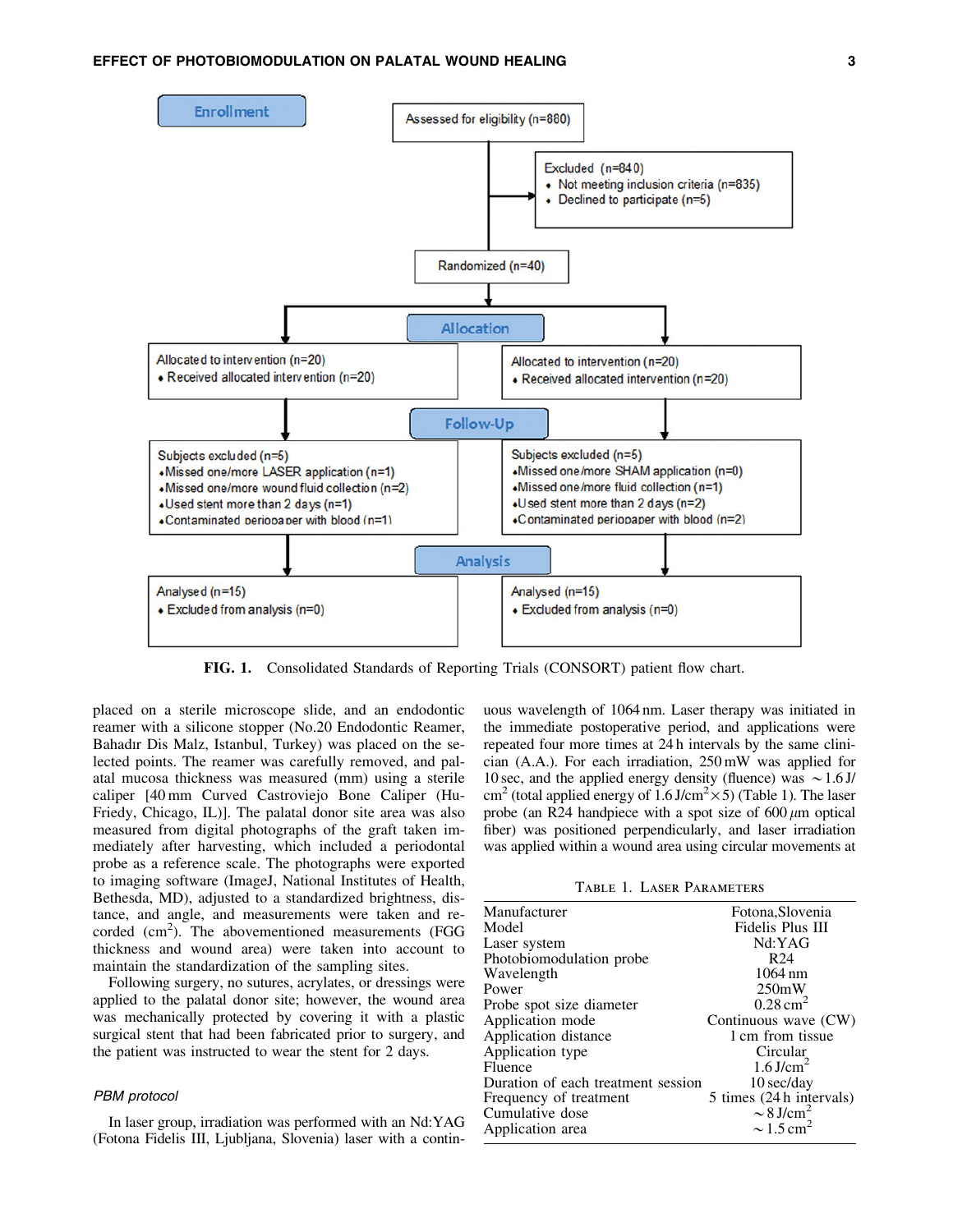Enrollment

Assessed for eligibility (n=880)

Excluded (n=840)
- Not meeting inclusion criteria (n=835)
- Declined to participate (n=5)

Randomized (n=40)

Allocation

| Allocated to intervention (n=20) | Allocated to intervention (n=20) |
|---|---|
| • Received allocated intervention (n=20) | • Received allocated intervention (n=20) |

Follow-Up

| Subjects excluded (n=5) | Subjects excluded (n=5) |
|---|---|
| • Missed one/more LASER application (n=1) | • Missed one/more SHAM application (n=0) |
| • Missed one/more wound fluid collection (n=2) | • Missed one/more fluid collection (n=1) |
| • Used stent more than 2 days (n=1) | • Used stent more than 2 days (n=2) |
| • Contaminated periopaper with blood (n=1) | • Contaminated periopaper with blood (n=2) |

Analysis

| Analysed (n=15) | Analysed (n=15) |
|---|---|
| • Excluded from analysis (n=0) | • Excluded from analysis (n=0) |

**FIG. 1.** Consolidated Standards of Reporting Trials (CONSORT) patient flow chart.

placed on a sterile microscope slide, and an endodontic reamer with a silicone stopper (No.20 Endodontic Reamer, Bahadır Dis Malz, Istanbul, Turkey) was placed on the selected points. The reamer was carefully removed, and palatal mucosa thickness was measured (mm) using a sterile caliper [40 mm Curved Castroviejo Bone Caliper (Hu-Friedy, Chicago, IL)]. The palatal donor site area was also measured from digital photographs of the graft taken immediately after harvesting, which included a periodontal probe as a reference scale. The photographs were exported to imaging software (ImageJ, National Institutes of Health, Bethesda, MD), adjusted to a standardized brightness, distance, and angle, and measurements were taken and recorded ($cm^2$). The abovementioned measurements (FGG thickness and wound area) were taken into account to maintain the standardization of the sampling sites.

Following surgery, no sutures, acrylates, or dressings were applied to the palatal donor site; however, the wound area was mechanically protected by covering it with a plastic surgical stent that had been fabricated prior to surgery, and the patient was instructed to wear the stent for 2 days.

### *PBM protocol*

In laser group, irradiation was performed with an Nd:YAG (Fotona Fidelis III, Ljubljana, Slovenia) laser with a continuous wavelength of 1064 nm. Laser therapy was initiated in the immediate postoperative period, and applications were repeated four more times at 24 h intervals by the same clinician (A.A.). For each irradiation, 250 mW was applied for 10 sec, and the applied energy density (fluence) was ~1.6 J/$cm^2$ (total applied energy of 1.6 J/$cm^2$ × 5) (Table 1). The laser probe (an R24 handpiece with a spot size of 600 $\mu$m optical fiber) was positioned perpendicularly, and laser irradiation was applied within a wound area using circular movements at

Table 1. Laser Parameters

| | |
|---|---|
| Manufacturer | Fotona,Slovenia |
| Model | Fidelis Plus III |
| Laser system | Nd:YAG |
| Photobiomodulation probe | R24 |
| Wavelength | 1064 nm |
| Power | 250mW |
| Probe spot size diameter | 0.28 $cm^2$ |
| Application mode | Continuous wave (CW) |
| Application distance | 1 cm from tissue |
| Application type | Circular |
| Fluence | 1.6 J/$cm^2$ |
| Duration of each treatment session | 10 sec/day |
| Frequency of treatment | 5 times (24 h intervals) |
| Cumulative dose | ~8 J/$cm^2$ |
| Application area | ~1.5 $cm^2$ |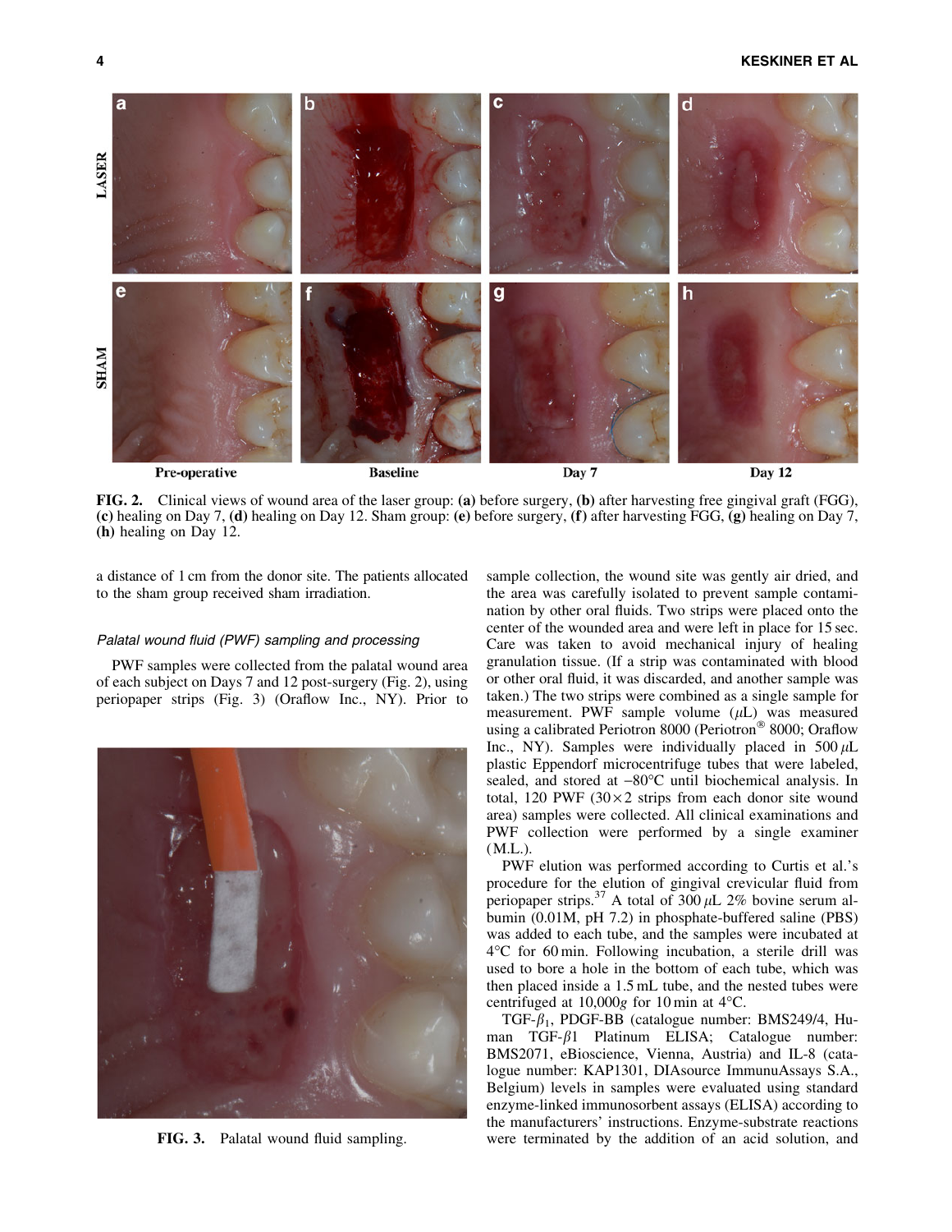FIG. 2. Clinical views of wound area of the laser group: **(a)** before surgery, **(b)** after harvesting free gingival graft (FGG), **(c)** healing on Day 7, **(d)** healing on Day 12. Sham group: **(e)** before surgery, **(f)** after harvesting FGG, **(g)** healing on Day 7, **(h)** healing on Day 12.

a distance of 1 cm from the donor site. The patients allocated to the sham group received sham irradiation.

### *Palatal wound fluid (PWF) sampling and processing*

PWF samples were collected from the palatal wound area of each subject on Days 7 and 12 post-surgery (Fig. 2), using periopaper strips (Fig. 3) (Oraflow Inc., NY). Prior to sample collection, the wound site was gently air dried, and the area was carefully isolated to prevent sample contamination by other oral fluids. Two strips were placed onto the center of the wounded area and were left in place for 15 sec. Care was taken to avoid mechanical injury of healing granulation tissue. (If a strip was contaminated with blood or other oral fluid, it was discarded, and another sample was taken.) The two strips were combined as a single sample for measurement. PWF sample volume ($\mu$L) was measured using a calibrated Periotron 8000 (Periotron® 8000; Oraflow Inc., NY). Samples were individually placed in 500 $\mu$L plastic Eppendorf microcentrifuge tubes that were labeled, sealed, and stored at −80°C until biochemical analysis. In total, 120 PWF (30×2 strips from each donor site wound area) samples were collected. All clinical examinations and PWF collection were performed by a single examiner (M.L.).

FIG. 3. Palatal wound fluid sampling.

PWF elution was performed according to Curtis et al.'s procedure for the elution of gingival crevicular fluid from periopaper strips.[37] A total of 300 $\mu$L 2% bovine serum albumin (0.01M, pH 7.2) in phosphate-buffered saline (PBS) was added to each tube, and the samples were incubated at 4°C for 60 min. Following incubation, a sterile drill was used to bore a hole in the bottom of each tube, which was then placed inside a 1.5 mL tube, and the nested tubes were centrifuged at 10,000*g* for 10 min at 4°C.

TGF-$\beta_1$, PDGF-BB (catalogue number: BMS249/4, Human TGF-$\beta$1 Platinum ELISA; Catalogue number: BMS2071, eBioscience, Vienna, Austria) and IL-8 (catalogue number: KAP1301, DIAsource ImmunuAssays S.A., Belgium) levels in samples were evaluated using standard enzyme-linked immunosorbent assays (ELISA) according to the manufacturers' instructions. Enzyme-substrate reactions were terminated by the addition of an acid solution, and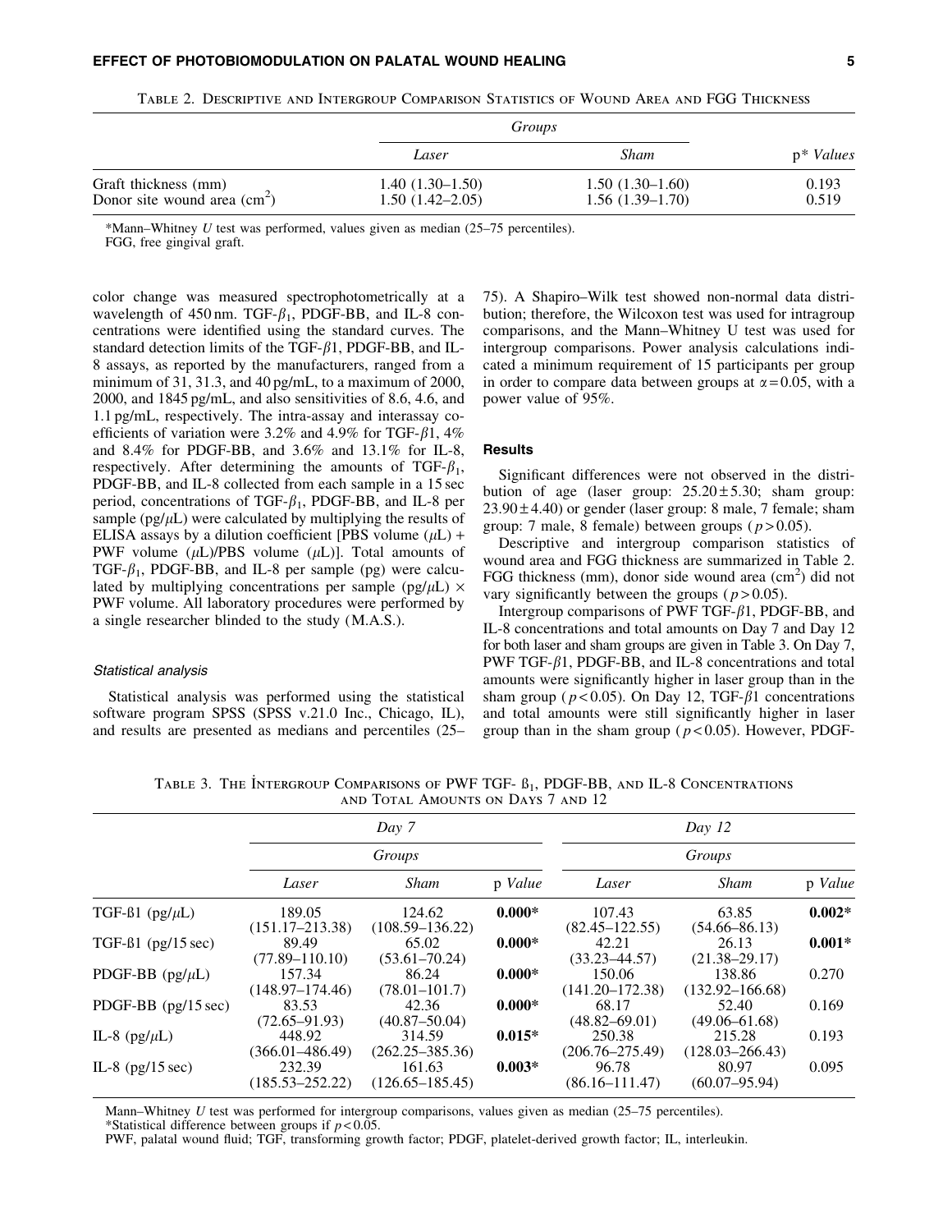Table 2. Descriptive and Intergroup Comparison Statistics of Wound Area and FGG Thickness

| | Groups | | |
|---|---|---|---|
| | *Laser* | *Sham* | p* *Values* |
| Graft thickness (mm) | 1.40 (1.30–1.50) | 1.50 (1.30–1.60) | 0.193 |
| Donor site wound area ($cm^2$) | 1.50 (1.42–2.05) | 1.56 (1.39–1.70) | 0.519 |

*Mann–Whitney *U* test was performed, values given as median (25–75 percentiles).
FGG, free gingival graft.

color change was measured spectrophotometrically at a wavelength of 450 nm. TGF-$\beta_1$, PDGF-BB, and IL-8 concentrations were identified using the standard curves. The standard detection limits of the TGF-$\beta$1, PDGF-BB, and IL-8 assays, as reported by the manufacturers, ranged from a minimum of 31, 31.3, and 40 pg/mL, to a maximum of 2000, 2000, and 1845 pg/mL, and also sensitivities of 8.6, 4.6, and 1.1 pg/mL, respectively. The intra-assay and interassay coefficients of variation were 3.2% and 4.9% for TGF-$\beta$1, 4% and 8.4% for PDGF-BB, and 3.6% and 13.1% for IL-8, respectively. After determining the amounts of TGF-$\beta_1$, PDGF-BB, and IL-8 collected from each sample in a 15 sec period, concentrations of TGF-$\beta_1$, PDGF-BB, and IL-8 per sample (pg/$\mu$L) were calculated by multiplying the results of ELISA assays by a dilution coefficient [PBS volume ($\mu$L) + PWF volume ($\mu$L)/PBS volume ($\mu$L)]. Total amounts of TGF-$\beta_1$, PDGF-BB, and IL-8 per sample (pg) were calculated by multiplying concentrations per sample (pg/$\mu$L) × PWF volume. All laboratory procedures were performed by a single researcher blinded to the study (M.A.S.).

### Statistical analysis

Statistical analysis was performed using the statistical software program SPSS (SPSS v.21.0 Inc., Chicago, IL), and results are presented as medians and percentiles (25–75). A Shapiro–Wilk test showed non-normal data distribution; therefore, the Wilcoxon test was used for intragroup comparisons, and the Mann–Whitney U test was used for intergroup comparisons. Power analysis calculations indicated a minimum requirement of 15 participants per group in order to compare data between groups at $\alpha = 0.05$, with a power value of 95%.

## Results

Significant differences were not observed in the distribution of age (laser group: $25.20 \pm 5.30$; sham group: $23.90 \pm 4.40$) or gender (laser group: 8 male, 7 female; sham group: 7 male, 8 female) between groups ($p > 0.05$).

Descriptive and intergroup comparison statistics of wound area and FGG thickness are summarized in Table 2. FGG thickness (mm), donor side wound area ($cm^2$) did not vary significantly between the groups ($p > 0.05$).

Intergroup comparisons of PWF TGF-$\beta$1, PDGF-BB, and IL-8 concentrations and total amounts on Day 7 and Day 12 for both laser and sham groups are given in Table 3. On Day 7, PWF TGF-$\beta$1, PDGF-BB, and IL-8 concentrations and total amounts were significantly higher in laser group than in the sham group ($p < 0.05$). On Day 12, TGF-$\beta$1 concentrations and total amounts were still significantly higher in laser group than in the sham group ($p < 0.05$). However, PDGF-

Table 3. The İntergroup Comparisons of PWF TGF- ß$_1$, PDGF-BB, and IL-8 Concentrations and Total Amounts on Days 7 and 12

| | Day 7 | | | Day 12 | | |
|---|---|---|---|---|---|---|
| | Groups | | | Groups | | |
| | *Laser* | *Sham* | p *Value* | *Laser* | *Sham* | p *Value* |
| TGF-ß1 (pg/$\mu$L) | 189.05 (151.17–213.38) | 124.62 (108.59–136.22) | **0.000*** | 107.43 (82.45–122.55) | 63.85 (54.66–86.13) | **0.002*** |
| TGF-ß1 (pg/15 sec) | 89.49 (77.89–110.10) | 65.02 (53.61–70.24) | **0.000*** | 42.21 (33.23–44.57) | 26.13 (21.38–29.17) | **0.001*** |
| PDGF-BB (pg/$\mu$L) | 157.34 (148.97–174.46) | 86.24 (78.01–101.7) | **0.000*** | 150.06 (141.20–172.38) | 138.86 (132.92–166.68) | 0.270 |
| PDGF-BB (pg/15 sec) | 83.53 (72.65–91.93) | 42.36 (40.87–50.04) | **0.000*** | 68.17 (48.82–69.01) | 52.40 (49.06–61.68) | 0.169 |
| IL-8 (pg/$\mu$L) | 448.92 (366.01–486.49) | 314.59 (262.25–385.36) | **0.015*** | 250.38 (206.76–275.49) | 215.28 (128.03–266.43) | 0.193 |
| IL-8 (pg/15 sec) | 232.39 (185.53–252.22) | 161.63 (126.65–185.45) | **0.003*** | 96.78 (86.16–111.47) | 80.97 (60.07–95.94) | 0.095 |

Mann–Whitney *U* test was performed for intergroup comparisons, values given as median (25–75 percentiles).
*Statistical difference between groups if $p < 0.05$.
PWF, palatal wound fluid; TGF, transforming growth factor; PDGF, platelet-derived growth factor; IL, interleukin.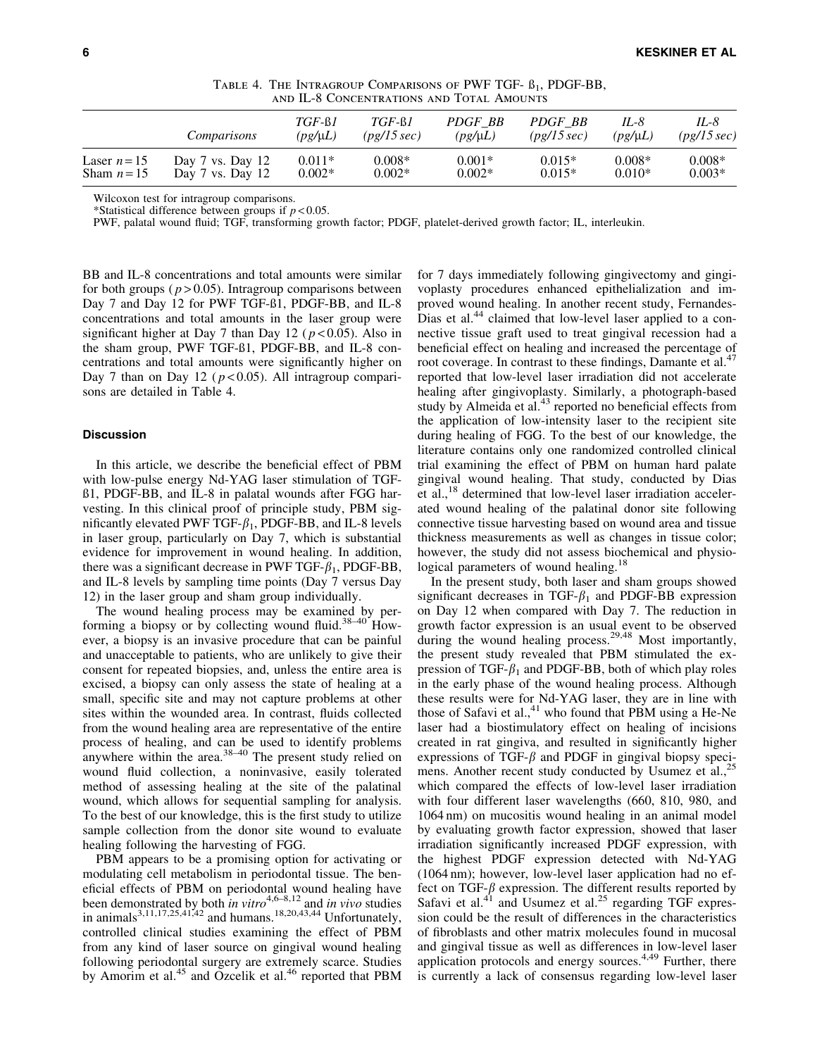Table 4. The Intragroup Comparisons of PWF TGF- ß1, PDGF-BB, and IL-8 Concentrations and Total Amounts

| | *Comparisons* | *TGF-ß1 (pg/μL)* | *TGF-ß1 (pg/15 sec)* | *PDGF_BB (pg/μL)* | *PDGF_BB (pg/15 sec)* | *IL-8 (pg/μL)* | *IL-8 (pg/15 sec)* |
|---|---|---|---|---|---|---|---|
| Laser $n=15$ | Day 7 vs. Day 12 | 0.011* | 0.008* | 0.001* | 0.015* | 0.008* | 0.008* |
| Sham $n=15$ | Day 7 vs. Day 12 | 0.002* | 0.002* | 0.002* | 0.015* | 0.010* | 0.003* |

Wilcoxon test for intragroup comparisons.

*Statistical difference between groups if $p<0.05$.

PWF, palatal wound fluid; TGF, transforming growth factor; PDGF, platelet-derived growth factor; IL, interleukin.

BB and IL-8 concentrations and total amounts were similar for both groups ($p>0.05$). Intragroup comparisons between Day 7 and Day 12 for PWF TGF-ß1, PDGF-BB, and IL-8 concentrations and total amounts in the laser group were significant higher at Day 7 than Day 12 ($p<0.05$). Also in the sham group, PWF TGF-ß1, PDGF-BB, and IL-8 concentrations and total amounts were significantly higher on Day 7 than on Day 12 ($p<0.05$). All intragroup comparisons are detailed in Table 4.

## Discussion

In this article, we describe the beneficial effect of PBM with low-pulse energy Nd-YAG laser stimulation of TGF-ß1, PDGF-BB, and IL-8 in palatal wounds after FGG harvesting. In this clinical proof of principle study, PBM significantly elevated PWF TGF-$\beta_1$, PDGF-BB, and IL-8 levels in laser group, particularly on Day 7, which is substantial evidence for improvement in wound healing. In addition, there was a significant decrease in PWF TGF-$\beta_1$, PDGF-BB, and IL-8 levels by sampling time points (Day 7 versus Day 12) in the laser group and sham group individually.

The wound healing process may be examined by performing a biopsy or by collecting wound fluid.[38–40] However, a biopsy is an invasive procedure that can be painful and unacceptable to patients, who are unlikely to give their consent for repeated biopsies, and, unless the entire area is excised, a biopsy can only assess the state of healing at a small, specific site and may not capture problems at other sites within the wounded area. In contrast, fluids collected from the wound healing area are representative of the entire process of healing, and can be used to identify problems anywhere within the area.[38–40] The present study relied on wound fluid collection, a noninvasive, easily tolerated method of assessing healing at the site of the palatinal wound, which allows for sequential sampling for analysis. To the best of our knowledge, this is the first study to utilize sample collection from the donor site wound to evaluate healing following the harvesting of FGG.

PBM appears to be a promising option for activating or modulating cell metabolism in periodontal tissue. The beneficial effects of PBM on periodontal wound healing have been demonstrated by both *in vitro*[4,6–8,12] and *in vivo* studies in animals[3,11,17,25,41,42] and humans.[18,20,43,44] Unfortunately, controlled clinical studies examining the effect of PBM from any kind of laser source on gingival wound healing following periodontal surgery are extremely scarce. Studies by Amorim et al.[45] and Özcelik et al.[46] reported that PBM for 7 days immediately following gingivectomy and gingivoplasty procedures enhanced epithelialization and improved wound healing. In another recent study, Fernandes-Dias et al.[44] claimed that low-level laser applied to a connective tissue graft used to treat gingival recession had a beneficial effect on healing and increased the percentage of root coverage. In contrast to these findings, Damante et al.[47] reported that low-level laser irradiation did not accelerate healing after gingivoplasty. Similarly, a photograph-based study by Almeida et al.[43] reported no beneficial effects from the application of low-intensity laser to the recipient site during healing of FGG. To the best of our knowledge, the literature contains only one randomized controlled clinical trial examining the effect of PBM on human hard palate gingival wound healing. That study, conducted by Dias et al.,[18] determined that low-level laser irradiation accelerated wound healing of the palatinal donor site following connective tissue harvesting based on wound area and tissue thickness measurements as well as changes in tissue color; however, the study did not assess biochemical and physiological parameters of wound healing.[18]

In the present study, both laser and sham groups showed significant decreases in TGF-$\beta_1$ and PDGF-BB expression on Day 12 when compared with Day 7. The reduction in growth factor expression is an usual event to be observed during the wound healing process.[29,48] Most importantly, the present study revealed that PBM stimulated the expression of TGF-$\beta_1$ and PDGF-BB, both of which play roles in the early phase of the wound healing process. Although these results were for Nd-YAG laser, they are in line with those of Safavi et al.,[41] who found that PBM using a He-Ne laser had a biostimulatory effect on healing of incisions created in rat gingiva, and resulted in significantly higher expressions of TGF-$\beta$ and PDGF in gingival biopsy specimens. Another recent study conducted by Usumez et al.,[25] which compared the effects of low-level laser irradiation with four different laser wavelengths (660, 810, 980, and 1064 nm) on mucositis wound healing in an animal model by evaluating growth factor expression, showed that laser irradiation significantly increased PDGF expression, with the highest PDGF expression detected with Nd-YAG (1064 nm); however, low-level laser application had no effect on TGF-$\beta$ expression. The different results reported by Safavi et al.[41] and Usumez et al.[25] regarding TGF expression could be the result of differences in the characteristics of fibroblasts and other matrix molecules found in mucosal and gingival tissue as well as differences in low-level laser application protocols and energy sources.[4,49] Further, there is currently a lack of consensus regarding low-level laser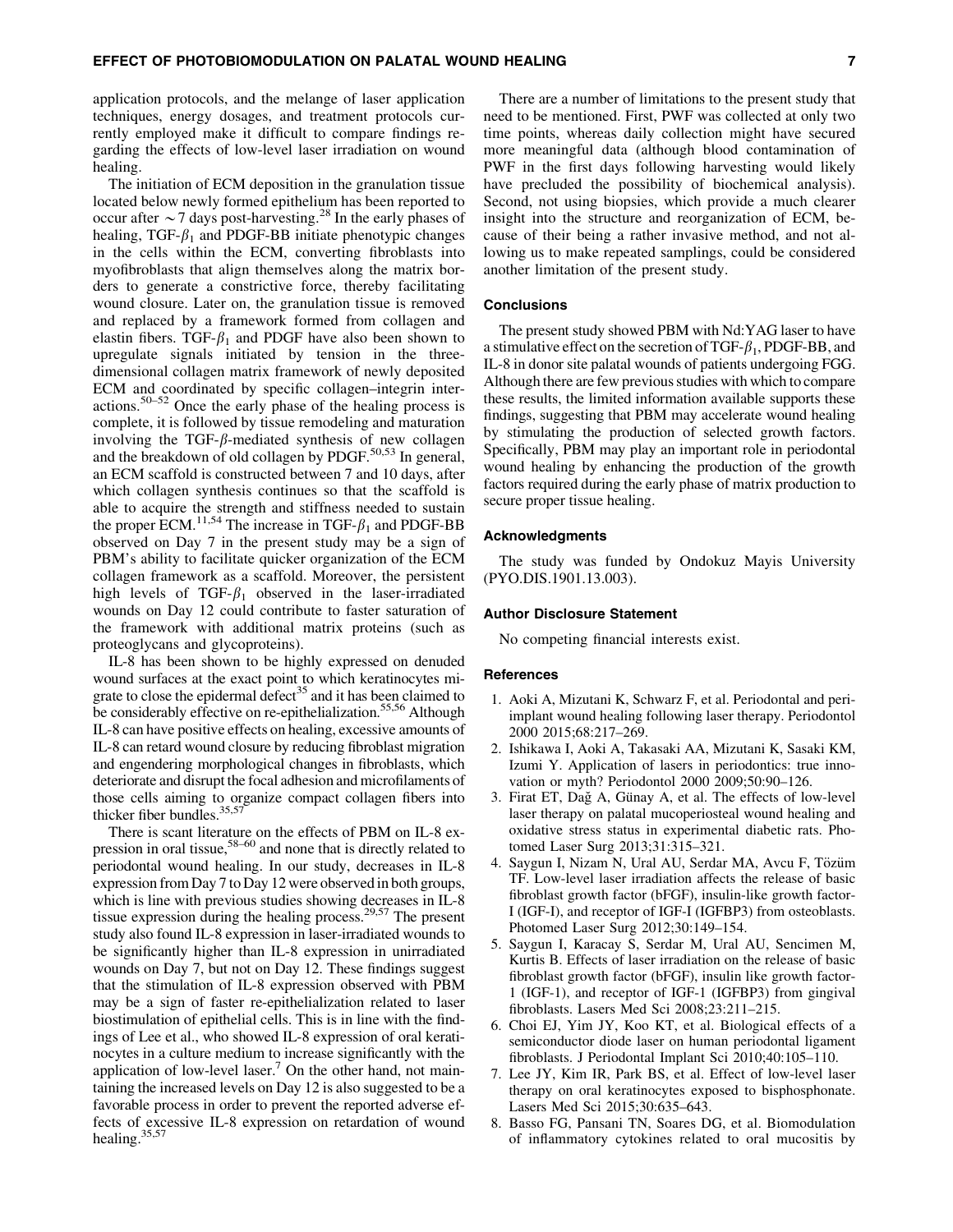application protocols, and the melange of laser application techniques, energy dosages, and treatment protocols currently employed make it difficult to compare findings regarding the effects of low-level laser irradiation on wound healing.

The initiation of ECM deposition in the granulation tissue located below newly formed epithelium has been reported to occur after ~7 days post-harvesting.[28] In the early phases of healing, TGF-$\beta_1$ and PDGF-BB initiate phenotypic changes in the cells within the ECM, converting fibroblasts into myofibroblasts that align themselves along the matrix borders to generate a constrictive force, thereby facilitating wound closure. Later on, the granulation tissue is removed and replaced by a framework formed from collagen and elastin fibers. TGF-$\beta_1$ and PDGF have also been shown to upregulate signals initiated by tension in the three-dimensional collagen matrix framework of newly deposited ECM and coordinated by specific collagen–integrin interactions.[50–52] Once the early phase of the healing process is complete, it is followed by tissue remodeling and maturation involving the TGF-$\beta$-mediated synthesis of new collagen and the breakdown of old collagen by PDGF.[50,53] In general, an ECM scaffold is constructed between 7 and 10 days, after which collagen synthesis continues so that the scaffold is able to acquire the strength and stiffness needed to sustain the proper ECM.[11,54] The increase in TGF-$\beta_1$ and PDGF-BB observed on Day 7 in the present study may be a sign of PBM's ability to facilitate quicker organization of the ECM collagen framework as a scaffold. Moreover, the persistent high levels of TGF-$\beta_1$ observed in the laser-irradiated wounds on Day 12 could contribute to faster saturation of the framework with additional matrix proteins (such as proteoglycans and glycoproteins).

IL-8 has been shown to be highly expressed on denuded wound surfaces at the exact point to which keratinocytes migrate to close the epidermal defect[35] and it has been claimed to be considerably effective on re-epithelialization.[55,56] Although IL-8 can have positive effects on healing, excessive amounts of IL-8 can retard wound closure by reducing fibroblast migration and engendering morphological changes in fibroblasts, which deteriorate and disrupt the focal adhesion and microfilaments of those cells aiming to organize compact collagen fibers into thicker fiber bundles.[35,57]

There is scant literature on the effects of PBM on IL-8 expression in oral tissue,[58–60] and none that is directly related to periodontal wound healing. In our study, decreases in IL-8 expression from Day 7 to Day 12 were observed in both groups, which is line with previous studies showing decreases in IL-8 tissue expression during the healing process.[29,57] The present study also found IL-8 expression in laser-irradiated wounds to be significantly higher than IL-8 expression in unirradiated wounds on Day 7, but not on Day 12. These findings suggest that the stimulation of IL-8 expression observed with PBM may be a sign of faster re-epithelialization related to laser biostimulation of epithelial cells. This is in line with the findings of Lee et al., who showed IL-8 expression of oral keratinocytes in a culture medium to increase significantly with the application of low-level laser.[7] On the other hand, not maintaining the increased levels on Day 12 is also suggested to be a favorable process in order to prevent the reported adverse effects of excessive IL-8 expression on retardation of wound healing.[35,57]

There are a number of limitations to the present study that need to be mentioned. First, PWF was collected at only two time points, whereas daily collection might have secured more meaningful data (although blood contamination of PWF in the first days following harvesting would likely have precluded the possibility of biochemical analysis). Second, not using biopsies, which provide a much clearer insight into the structure and reorganization of ECM, because of their being a rather invasive method, and not allowing us to make repeated samplings, could be considered another limitation of the present study.

### Conclusions

The present study showed PBM with Nd:YAG laser to have a stimulative effect on the secretion of TGF-$\beta_1$, PDGF-BB, and IL-8 in donor site palatal wounds of patients undergoing FGG. Although there are few previous studies with which to compare these results, the limited information available supports these findings, suggesting that PBM may accelerate wound healing by stimulating the production of selected growth factors. Specifically, PBM may play an important role in periodontal wound healing by enhancing the production of the growth factors required during the early phase of matrix production to secure proper tissue healing.

### Acknowledgments

The study was funded by Ondokuz Mayis University (PYO.DIS.1901.13.003).

### Author Disclosure Statement

No competing financial interests exist.

### References

1. Aoki A, Mizutani K, Schwarz F, et al. Periodontal and peri-implant wound healing following laser therapy. Periodontol 2000 2015;68:217–269.
2. Ishikawa I, Aoki A, Takasaki AA, Mizutani K, Sasaki KM, Izumi Y. Application of lasers in periodontics: true innovation or myth? Periodontol 2000 2009;50:90–126.
3. Firat ET, Dağ A, Günay A, et al. The effects of low-level laser therapy on palatal mucoperiosteal wound healing and oxidative stress status in experimental diabetic rats. Photomed Laser Surg 2013;31:315–321.
4. Saygun I, Nizam N, Ural AU, Serdar MA, Avcu F, Tözüm TF. Low-level laser irradiation affects the release of basic fibroblast growth factor (bFGF), insulin-like growth factor-I (IGF-I), and receptor of IGF-I (IGFBP3) from osteoblasts. Photomed Laser Surg 2012;30:149–154.
5. Saygun I, Karacay S, Serdar M, Ural AU, Sencimen M, Kurtis B. Effects of laser irradiation on the release of basic fibroblast growth factor (bFGF), insulin like growth factor-1 (IGF-1), and receptor of IGF-1 (IGFBP3) from gingival fibroblasts. Lasers Med Sci 2008;23:211–215.
6. Choi EJ, Yim JY, Koo KT, et al. Biological effects of a semiconductor diode laser on human periodontal ligament fibroblasts. J Periodontal Implant Sci 2010;40:105–110.
7. Lee JY, Kim IR, Park BS, et al. Effect of low-level laser therapy on oral keratinocytes exposed to bisphosphonate. Lasers Med Sci 2015;30:635–643.
8. Basso FG, Pansani TN, Soares DG, et al. Biomodulation of inflammatory cytokines related to oral mucositis by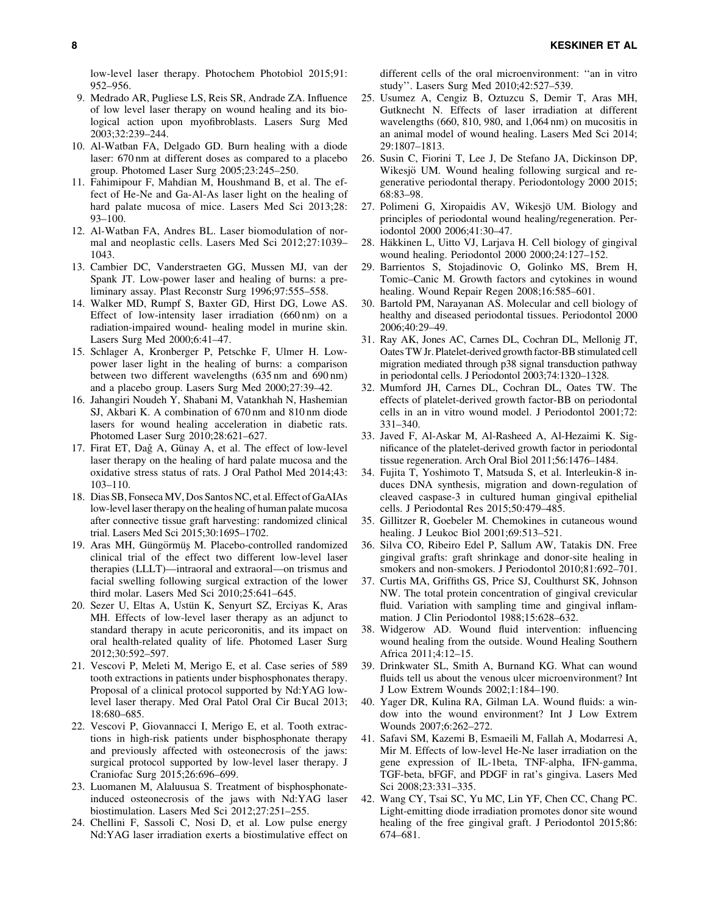low-level laser therapy. Photochem Photobiol 2015;91: 952–956.

9. Medrado AR, Pugliese LS, Reis SR, Andrade ZA. Influence of low level laser therapy on wound healing and its biological action upon myofibroblasts. Lasers Surg Med 2003;32:239–244.
10. Al-Watban FA, Delgado GD. Burn healing with a diode laser: 670 nm at different doses as compared to a placebo group. Photomed Laser Surg 2005;23:245–250.
11. Fahimipour F, Mahdian M, Houshmand B, et al. The effect of He-Ne and Ga-Al-As laser light on the healing of hard palate mucosa of mice. Lasers Med Sci 2013;28: 93–100.
12. Al-Watban FA, Andres BL. Laser biomodulation of normal and neoplastic cells. Lasers Med Sci 2012;27:1039–1043.
13. Cambier DC, Vanderstraeten GG, Mussen MJ, van der Spank JT. Low-power laser and healing of burns: a preliminary assay. Plast Reconstr Surg 1996;97:555–558.
14. Walker MD, Rumpf S, Baxter GD, Hirst DG, Lowe AS. Effect of low-intensity laser irradiation (660 nm) on a radiation-impaired wound- healing model in murine skin. Lasers Surg Med 2000;6:41–47.
15. Schlager A, Kronberger P, Petschke F, Ulmer H. Low-power laser light in the healing of burns: a comparison between two different wavelengths (635 nm and 690 nm) and a placebo group. Lasers Surg Med 2000;27:39–42.
16. Jahangiri Noudeh Y, Shabani M, Vatankhah N, Hashemian SJ, Akbari K. A combination of 670 nm and 810 nm diode lasers for wound healing acceleration in diabetic rats. Photomed Laser Surg 2010;28:621–627.
17. Firat ET, Dağ A, Günay A, et al. The effect of low-level laser therapy on the healing of hard palate mucosa and the oxidative stress status of rats. J Oral Pathol Med 2014;43: 103–110.
18. Dias SB, Fonseca MV, Dos Santos NC, et al. Effect of GaAIAs low-level laser therapy on the healing of human palate mucosa after connective tissue graft harvesting: randomized clinical trial. Lasers Med Sci 2015;30:1695–1702.
19. Aras MH, Güngörmüş M. Placebo-controlled randomized clinical trial of the effect two different low-level laser therapies (LLLT)—intraoral and extraoral—on trismus and facial swelling following surgical extraction of the lower third molar. Lasers Med Sci 2010;25:641–645.
20. Sezer U, Eltas A, Ustün K, Senyurt SZ, Erciyas K, Aras MH. Effects of low-level laser therapy as an adjunct to standard therapy in acute pericoronitis, and its impact on oral health-related quality of life. Photomed Laser Surg 2012;30:592–597.
21. Vescovi P, Meleti M, Merigo E, et al. Case series of 589 tooth extractions in patients under bisphosphonates therapy. Proposal of a clinical protocol supported by Nd:YAG low-level laser therapy. Med Oral Patol Oral Cir Bucal 2013; 18:680–685.
22. Vescovi P, Giovannacci I, Merigo E, et al. Tooth extractions in high-risk patients under bisphosphonate therapy and previously affected with osteonecrosis of the jaws: surgical protocol supported by low-level laser therapy. J Craniofac Surg 2015;26:696–699.
23. Luomanen M, Alaluusua S. Treatment of bisphosphonate-induced osteonecrosis of the jaws with Nd:YAG laser biostimulation. Lasers Med Sci 2012;27:251–255.
24. Chellini F, Sassoli C, Nosi D, et al. Low pulse energy Nd:YAG laser irradiation exerts a biostimulative effect on different cells of the oral microenvironment: ''an in vitro study''. Lasers Surg Med 2010;42:527–539.
25. Usumez A, Cengiz B, Oztuzcu S, Demir T, Aras MH, Gutknecht N. Effects of laser irradiation at different wavelengths (660, 810, 980, and 1,064 nm) on mucositis in an animal model of wound healing. Lasers Med Sci 2014; 29:1807–1813.
26. Susin C, Fiorini T, Lee J, De Stefano JA, Dickinson DP, Wikesjö UM. Wound healing following surgical and regenerative periodontal therapy. Periodontology 2000 2015; 68:83–98.
27. Polimeni G, Xiropaidis AV, Wikesjö UM. Biology and principles of periodontal wound healing/regeneration. Periodontol 2000 2006;41:30–47.
28. Häkkinen L, Uitto VJ, Larjava H. Cell biology of gingival wound healing. Periodontol 2000 2000;24:127–152.
29. Barrientos S, Stojadinovic O, Golinko MS, Brem H, Tomic–Canic M. Growth factors and cytokines in wound healing. Wound Repair Regen 2008;16:585–601.
30. Bartold PM, Narayanan AS. Molecular and cell biology of healthy and diseased periodontal tissues. Periodontol 2000 2006;40:29–49.
31. Ray AK, Jones AC, Carnes DL, Cochran DL, Mellonig JT, Oates TW Jr. Platelet-derived growth factor-BB stimulated cell migration mediated through p38 signal transduction pathway in periodontal cells. J Periodontol 2003;74:1320–1328.
32. Mumford JH, Carnes DL, Cochran DL, Oates TW. The effects of platelet-derived growth factor-BB on periodontal cells in an in vitro wound model. J Periodontol 2001;72: 331–340.
33. Javed F, Al-Askar M, Al-Rasheed A, Al-Hezaimi K. Significance of the platelet-derived growth factor in periodontal tissue regeneration. Arch Oral Biol 2011;56:1476–1484.
34. Fujita T, Yoshimoto T, Matsuda S, et al. Interleukin-8 induces DNA synthesis, migration and down-regulation of cleaved caspase-3 in cultured human gingival epithelial cells. J Periodontal Res 2015;50:479–485.
35. Gillitzer R, Goebeler M. Chemokines in cutaneous wound healing. J Leukoc Biol 2001;69:513–521.
36. Silva CO, Ribeiro Edel P, Sallum AW, Tatakis DN. Free gingival grafts: graft shrinkage and donor-site healing in smokers and non-smokers. J Periodontol 2010;81:692–701.
37. Curtis MA, Griffiths GS, Price SJ, Coulthurst SK, Johnson NW. The total protein concentration of gingival crevicular fluid. Variation with sampling time and gingival inflammation. J Clin Periodontol 1988;15:628–632.
38. Widgerow AD. Wound fluid intervention: influencing wound healing from the outside. Wound Healing Southern Africa 2011;4:12–15.
39. Drinkwater SL, Smith A, Burnand KG. What can wound fluids tell us about the venous ulcer microenvironment? Int J Low Extrem Wounds 2002;1:184–190.
40. Yager DR, Kulina RA, Gilman LA. Wound fluids: a window into the wound environment? Int J Low Extrem Wounds 2007;6:262–272.
41. Safavi SM, Kazemi B, Esmaeili M, Fallah A, Modarresi A, Mir M. Effects of low-level He-Ne laser irradiation on the gene expression of IL-1beta, TNF-alpha, IFN-gamma, TGF-beta, bFGF, and PDGF in rat's gingiva. Lasers Med Sci 2008;23:331–335.
42. Wang CY, Tsai SC, Yu MC, Lin YF, Chen CC, Chang PC. Light-emitting diode irradiation promotes donor site wound healing of the free gingival graft. J Periodontol 2015;86: 674–681.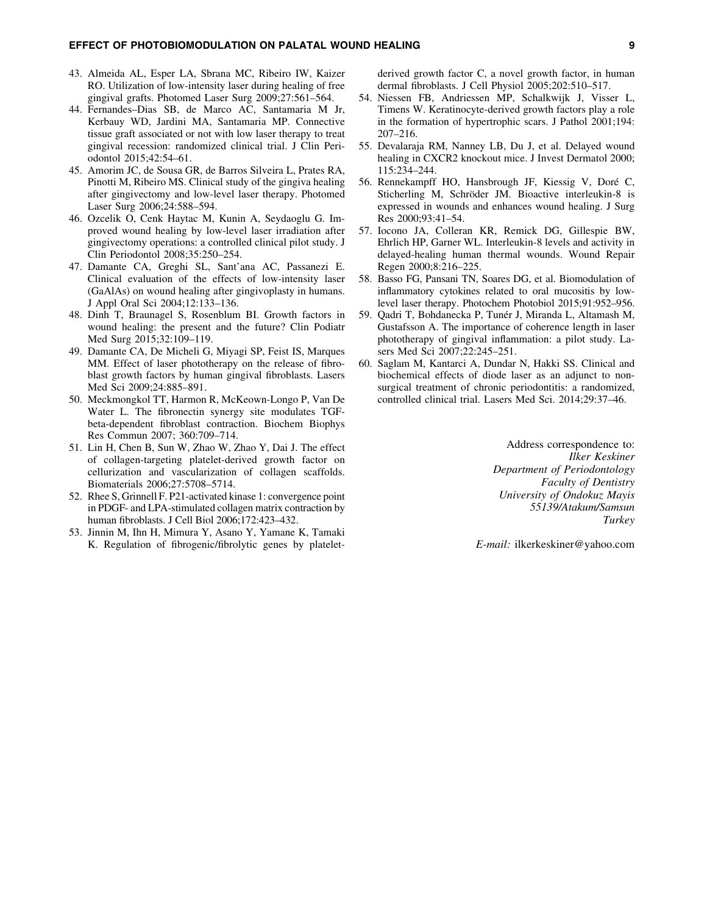43. Almeida AL, Esper LA, Sbrana MC, Ribeiro IW, Kaizer RO. Utilization of low-intensity laser during healing of free gingival grafts. Photomed Laser Surg 2009;27:561–564.
44. Fernandes–Dias SB, de Marco AC, Santamaria M Jr, Kerbauy WD, Jardini MA, Santamaria MP. Connective tissue graft associated or not with low laser therapy to treat gingival recession: randomized clinical trial. J Clin Periodontol 2015;42:54–61.
45. Amorim JC, de Sousa GR, de Barros Silveira L, Prates RA, Pinotti M, Ribeiro MS. Clinical study of the gingiva healing after gingivectomy and low-level laser therapy. Photomed Laser Surg 2006;24:588–594.
46. Ozcelik O, Cenk Haytac M, Kunin A, Seydaoglu G. Improved wound healing by low-level laser irradiation after gingivectomy operations: a controlled clinical pilot study. J Clin Periodontol 2008;35:250–254.
47. Damante CA, Greghi SL, Sant'ana AC, Passanezi E. Clinical evaluation of the effects of low-intensity laser (GaAlAs) on wound healing after gingivoplasty in humans. J Appl Oral Sci 2004;12:133–136.
48. Dinh T, Braunagel S, Rosenblum BI. Growth factors in wound healing: the present and the future? Clin Podiatr Med Surg 2015;32:109–119.
49. Damante CA, De Micheli G, Miyagi SP, Feist IS, Marques MM. Effect of laser phototherapy on the release of fibroblast growth factors by human gingival fibroblasts. Lasers Med Sci 2009;24:885–891.
50. Meckmongkol TT, Harmon R, McKeown-Longo P, Van De Water L. The fibronectin synergy site modulates TGF-beta-dependent fibroblast contraction. Biochem Biophys Res Commun 2007; 360:709–714.
51. Lin H, Chen B, Sun W, Zhao W, Zhao Y, Dai J. The effect of collagen-targeting platelet-derived growth factor on cellurization and vascularization of collagen scaffolds. Biomaterials 2006;27:5708–5714.
52. Rhee S, Grinnell F. P21-activated kinase 1: convergence point in PDGF- and LPA-stimulated collagen matrix contraction by human fibroblasts. J Cell Biol 2006;172:423–432.
53. Jinnin M, Ihn H, Mimura Y, Asano Y, Yamane K, Tamaki K. Regulation of fibrogenic/fibrolytic genes by platelet-derived growth factor C, a novel growth factor, in human dermal fibroblasts. J Cell Physiol 2005;202:510–517.
54. Niessen FB, Andriessen MP, Schalkwijk J, Visser L, Timens W. Keratinocyte-derived growth factors play a role in the formation of hypertrophic scars. J Pathol 2001;194: 207–216.
55. Devalaraja RM, Nanney LB, Du J, et al. Delayed wound healing in CXCR2 knockout mice. J Invest Dermatol 2000; 115:234–244.
56. Rennekampff HO, Hansbrough JF, Kiessig V, Doré C, Sticherling M, Schröder JM. Bioactive interleukin-8 is expressed in wounds and enhances wound healing. J Surg Res 2000;93:41–54.
57. Iocono JA, Colleran KR, Remick DG, Gillespie BW, Ehrlich HP, Garner WL. Interleukin-8 levels and activity in delayed-healing human thermal wounds. Wound Repair Regen 2000;8:216–225.
58. Basso FG, Pansani TN, Soares DG, et al. Biomodulation of inflammatory cytokines related to oral mucositis by low-level laser therapy. Photochem Photobiol 2015;91:952–956.
59. Qadri T, Bohdanecka P, Tunér J, Miranda L, Altamash M, Gustafsson A. The importance of coherence length in laser phototherapy of gingival inflammation: a pilot study. Lasers Med Sci 2007;22:245–251.
60. Saglam M, Kantarci A, Dundar N, Hakki SS. Clinical and biochemical effects of diode laser as an adjunct to non-surgical treatment of chronic periodontitis: a randomized, controlled clinical trial. Lasers Med Sci. 2014;29:37–46.

Address correspondence to:
*Ilker Keskiner*
*Department of Periodontology*
*Faculty of Dentistry*
*University of Ondokuz Mayis*
*55139/Atakum/Samsun*
*Turkey*

*E-mail:* ilkerkeskiner@yahoo.com